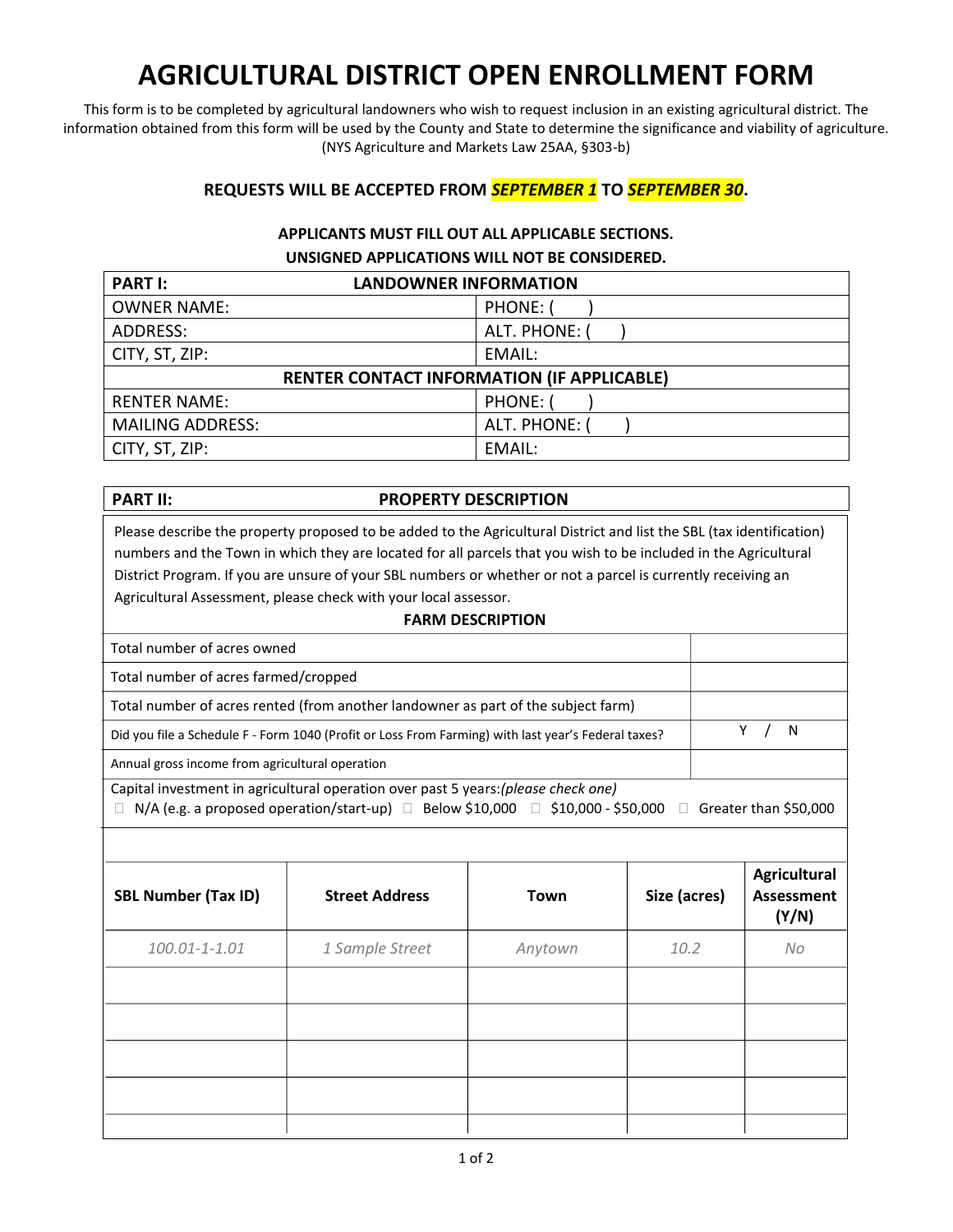# AGRICULTURAL DISTRICT OPEN ENROLLMENT FORM

This form is to be completed by agricultural landowners who wish to request inclusion in an existing agricultural district. The information obtained from this form will be used by the County and State to determine the significance and viability of agriculture. (NYS Agriculture and Markets Law 25AA, §303-b)

**REQUESTS WILL BE ACCEPTED FROM *SEPTEMBER 1* TO *SEPTEMBER 30*.**

**APPLICANTS MUST FILL OUT ALL APPLICABLE SECTIONS.**
**UNSIGNED APPLICATIONS WILL NOT BE CONSIDERED.**

| **PART I: LANDOWNER INFORMATION** | |
|---|---|
| OWNER NAME: | PHONE: ( ) |
| ADDRESS: | ALT. PHONE: ( ) |
| CITY, ST, ZIP: | EMAIL: |
| **RENTER CONTACT INFORMATION (IF APPLICABLE)** | |
| RENTER NAME: | PHONE: ( ) |
| MAILING ADDRESS: | ALT. PHONE: ( ) |
| CITY, ST, ZIP: | EMAIL: |

**PART II: PROPERTY DESCRIPTION**

Please describe the property proposed to be added to the Agricultural District and list the SBL (tax identification) numbers and the Town in which they are located for all parcels that you wish to be included in the Agricultural District Program. If you are unsure of your SBL numbers or whether or not a parcel is currently receiving an Agricultural Assessment, please check with your local assessor.

**FARM DESCRIPTION**

| | |
|---|---|
| Total number of acres owned | |
| Total number of acres farmed/cropped | |
| Total number of acres rented (from another landowner as part of the subject farm) | |
| Did you file a Schedule F - Form 1040 (Profit or Loss From Farming) with last year's Federal taxes? | Y / N |
| Annual gross income from agricultural operation | |

Capital investment in agricultural operation over past 5 years: *(please check one)*

☐ N/A (e.g. a proposed operation/start-up) ☐ Below $10,000 ☐ $10,000 - $50,000 ☐ Greater than $50,000

| SBL Number (Tax ID) | Street Address | Town | Size (acres) | Agricultural Assessment (Y/N) |
|---|---|---|---|---|
| *100.01-1-1.01* | *1 Sample Street* | *Anytown* | *10.2* | *No* |
| | | | | |
| | | | | |
| | | | | |
| | | | | |
| | | | | |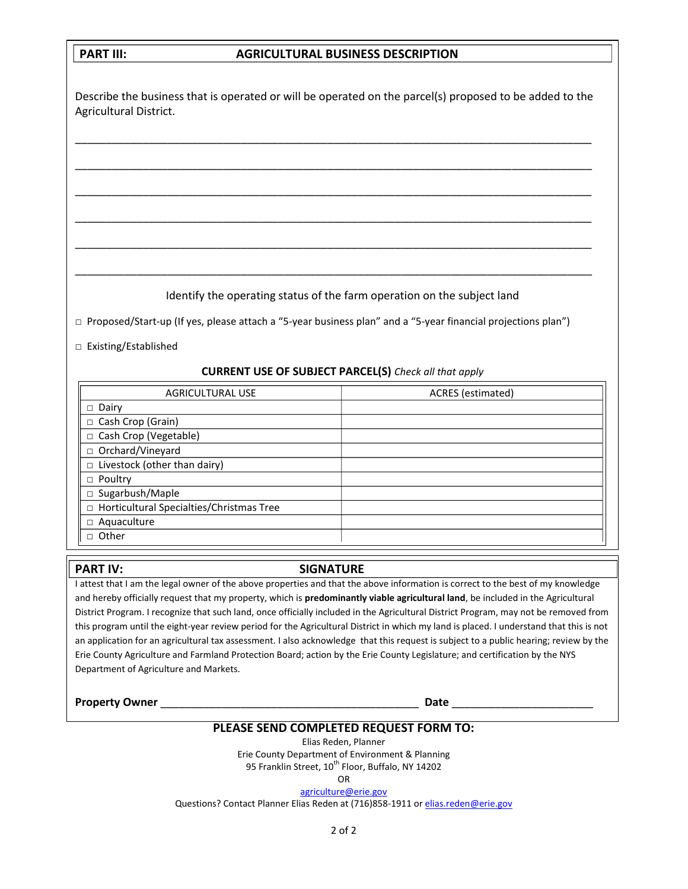## PART III: AGRICULTURAL BUSINESS DESCRIPTION

Describe the business that is operated or will be operated on the parcel(s) proposed to be added to the Agricultural District.

\_\_\_\_\_\_\_\_\_\_\_\_\_\_\_\_\_\_\_\_\_\_\_\_\_\_\_\_\_\_\_\_\_\_\_\_\_\_\_\_\_\_\_\_\_\_\_\_\_\_\_\_\_\_\_\_\_\_\_\_\_\_\_\_\_\_\_\_\_\_\_\_\_\_\_\_\_\_

\_\_\_\_\_\_\_\_\_\_\_\_\_\_\_\_\_\_\_\_\_\_\_\_\_\_\_\_\_\_\_\_\_\_\_\_\_\_\_\_\_\_\_\_\_\_\_\_\_\_\_\_\_\_\_\_\_\_\_\_\_\_\_\_\_\_\_\_\_\_\_\_\_\_\_\_\_\_

\_\_\_\_\_\_\_\_\_\_\_\_\_\_\_\_\_\_\_\_\_\_\_\_\_\_\_\_\_\_\_\_\_\_\_\_\_\_\_\_\_\_\_\_\_\_\_\_\_\_\_\_\_\_\_\_\_\_\_\_\_\_\_\_\_\_\_\_\_\_\_\_\_\_\_\_\_\_

\_\_\_\_\_\_\_\_\_\_\_\_\_\_\_\_\_\_\_\_\_\_\_\_\_\_\_\_\_\_\_\_\_\_\_\_\_\_\_\_\_\_\_\_\_\_\_\_\_\_\_\_\_\_\_\_\_\_\_\_\_\_\_\_\_\_\_\_\_\_\_\_\_\_\_\_\_\_

\_\_\_\_\_\_\_\_\_\_\_\_\_\_\_\_\_\_\_\_\_\_\_\_\_\_\_\_\_\_\_\_\_\_\_\_\_\_\_\_\_\_\_\_\_\_\_\_\_\_\_\_\_\_\_\_\_\_\_\_\_\_\_\_\_\_\_\_\_\_\_\_\_\_\_\_\_\_

\_\_\_\_\_\_\_\_\_\_\_\_\_\_\_\_\_\_\_\_\_\_\_\_\_\_\_\_\_\_\_\_\_\_\_\_\_\_\_\_\_\_\_\_\_\_\_\_\_\_\_\_\_\_\_\_\_\_\_\_\_\_\_\_\_\_\_\_\_\_\_\_\_\_\_\_\_\_

Identify the operating status of the farm operation on the subject land

□ Proposed/Start-up (If yes, please attach a "5-year business plan" and a "5-year financial projections plan")

□ Existing/Established

**CURRENT USE OF SUBJECT PARCEL(S)** *Check all that apply*

| AGRICULTURAL USE | ACRES (estimated) |
|---|---|
| □ Dairy | |
| □ Cash Crop (Grain) | |
| □ Cash Crop (Vegetable) | |
| □ Orchard/Vineyard | |
| □ Livestock (other than dairy) | |
| □ Poultry | |
| □ Sugarbush/Maple | |
| □ Horticultural Specialties/Christmas Tree | |
| □ Aquaculture | |
| □ Other | |

## PART IV: SIGNATURE

I attest that I am the legal owner of the above properties and that the above information is correct to the best of my knowledge and hereby officially request that my property, which is **predominantly viable agricultural land**, be included in the Agricultural District Program. I recognize that such land, once officially included in the Agricultural District Program, may not be removed from this program until the eight-year review period for the Agricultural District in which my land is placed. I understand that this is not an application for an agricultural tax assessment. I also acknowledge that this request is subject to a public hearing; review by the Erie County Agriculture and Farmland Protection Board; action by the Erie County Legislature; and certification by the NYS Department of Agriculture and Markets.

**Property Owner** \_\_\_\_\_\_\_\_\_\_\_\_\_\_\_\_\_\_\_\_\_\_\_\_\_\_\_\_\_\_\_\_\_\_\_\_\_\_\_\_ **Date** \_\_\_\_\_\_\_\_\_\_\_\_\_\_\_\_\_\_\_\_\_\_

### PLEASE SEND COMPLETED REQUEST FORM TO:

Elias Reden, Planner
Erie County Department of Environment & Planning
95 Franklin Street, 10th Floor, Buffalo, NY 14202
OR
agriculture@erie.gov
Questions? Contact Planner Elias Reden at (716)858-1911 or elias.reden@erie.gov